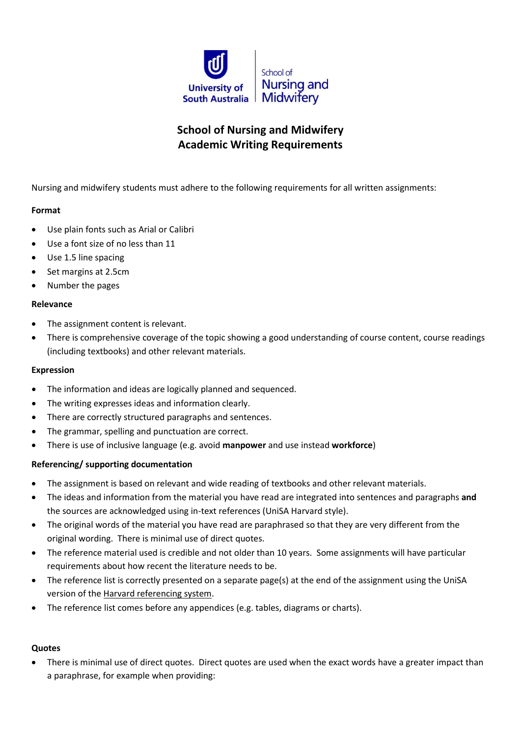University of South Australia | School of Nursing and Midwifery

# School of Nursing and Midwifery
# Academic Writing Requirements

Nursing and midwifery students must adhere to the following requirements for all written assignments:

**Format**

- Use plain fonts such as Arial or Calibri
- Use a font size of no less than 11
- Use 1.5 line spacing
- Set margins at 2.5cm
- Number the pages

**Relevance**

- The assignment content is relevant.
- There is comprehensive coverage of the topic showing a good understanding of course content, course readings (including textbooks) and other relevant materials.

**Expression**

- The information and ideas are logically planned and sequenced.
- The writing expresses ideas and information clearly.
- There are correctly structured paragraphs and sentences.
- The grammar, spelling and punctuation are correct.
- There is use of inclusive language (e.g. avoid **manpower** and use instead **workforce**)

**Referencing/ supporting documentation**

- The assignment is based on relevant and wide reading of textbooks and other relevant materials.
- The ideas and information from the material you have read are integrated into sentences and paragraphs **and** the sources are acknowledged using in-text references (UniSA Harvard style).
- The original words of the material you have read are paraphrased so that they are very different from the original wording. There is minimal use of direct quotes.
- The reference material used is credible and not older than 10 years. Some assignments will have particular requirements about how recent the literature needs to be.
- The reference list is correctly presented on a separate page(s) at the end of the assignment using the UniSA version of the Harvard referencing system.
- The reference list comes before any appendices (e.g. tables, diagrams or charts).

**Quotes**

- There is minimal use of direct quotes. Direct quotes are used when the exact words have a greater impact than a paraphrase, for example when providing: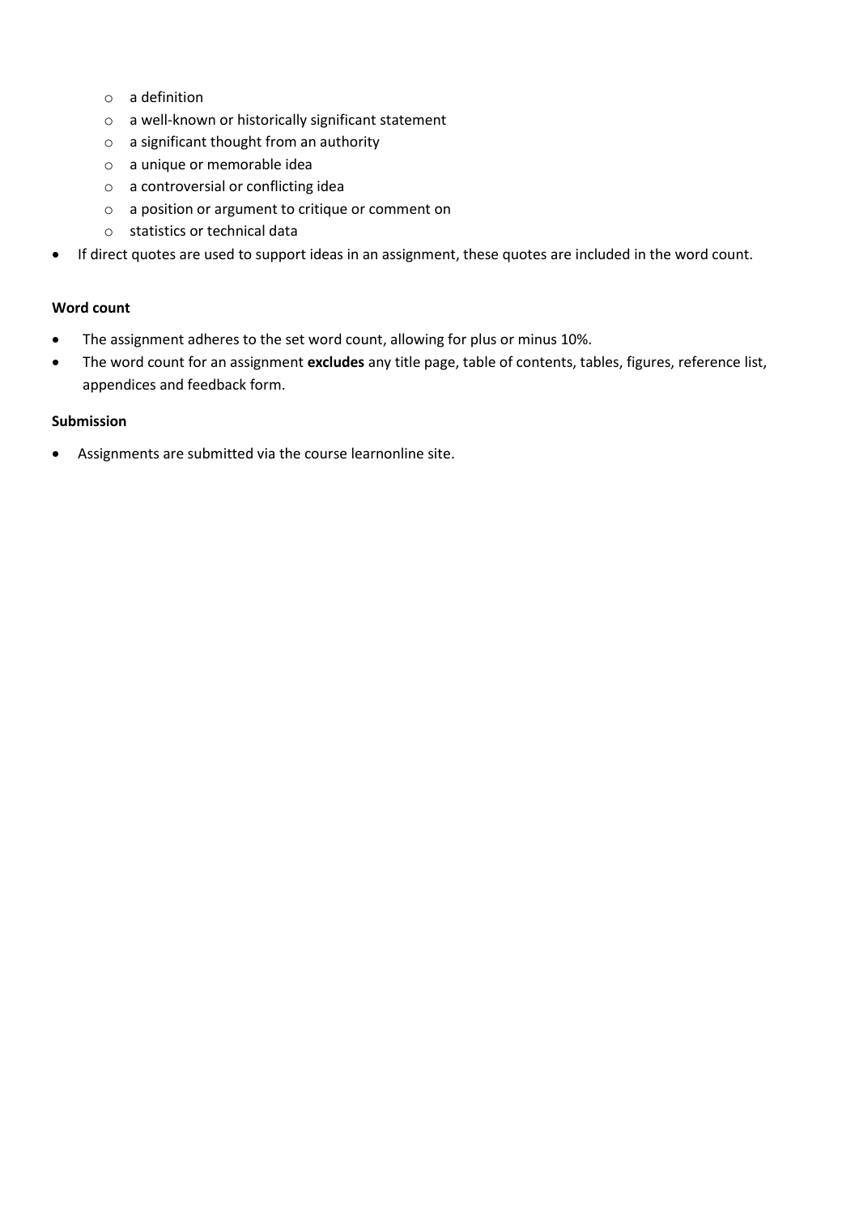- a definition
  - a well-known or historically significant statement
  - a significant thought from an authority
  - a unique or memorable idea
  - a controversial or conflicting idea
  - a position or argument to critique or comment on
  - statistics or technical data
- If direct quotes are used to support ideas in an assignment, these quotes are included in the word count.

**Word count**

- The assignment adheres to the set word count, allowing for plus or minus 10%.
- The word count for an assignment **excludes** any title page, table of contents, tables, figures, reference list, appendices and feedback form.

**Submission**

- Assignments are submitted via the course learnonline site.